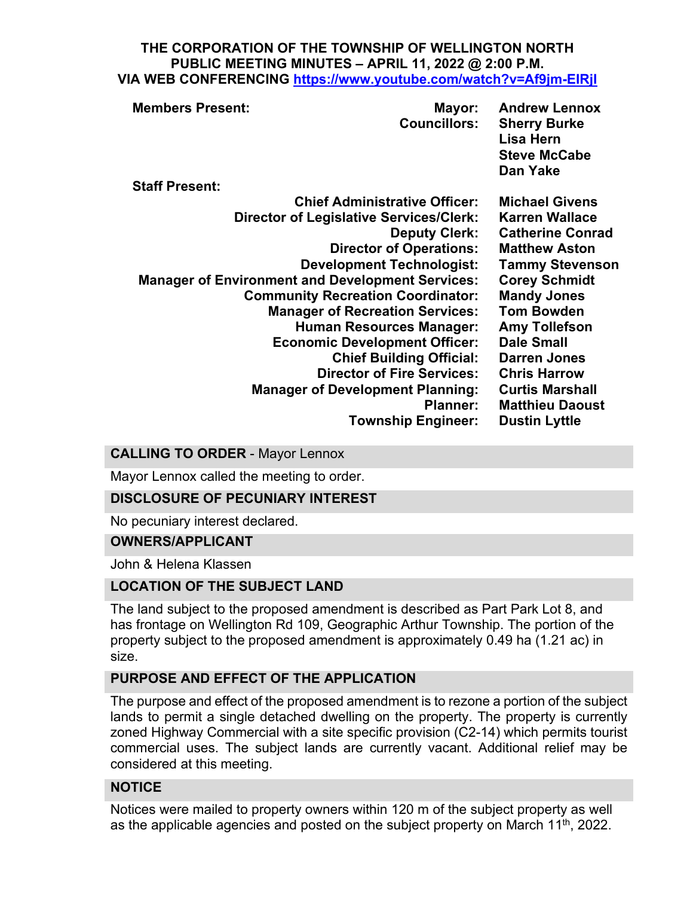**THE CORPORATION OF THE TOWNSHIP OF WELLINGTON NORTH**
**PUBLIC MEETING MINUTES – APRIL 11, 2022 @ 2:00 P.M.**
**VIA WEB CONFERENCING https://www.youtube.com/watch?v=Af9jm-ElRjI**

| **Members Present:** | **Mayor:** | **Andrew Lennox** |
|---|---|---|
| | **Councillors:** | **Sherry Burke** |
| | | **Lisa Hern** |
| | | **Steve McCabe** |
| | | **Dan Yake** |
| **Staff Present:** | | |
| | **Chief Administrative Officer:** | **Michael Givens** |
| | **Director of Legislative Services/Clerk:** | **Karren Wallace** |
| | **Deputy Clerk:** | **Catherine Conrad** |
| | **Director of Operations:** | **Matthew Aston** |
| | **Development Technologist:** | **Tammy Stevenson** |
| | **Manager of Environment and Development Services:** | **Corey Schmidt** |
| | **Community Recreation Coordinator:** | **Mandy Jones** |
| | **Manager of Recreation Services:** | **Tom Bowden** |
| | **Human Resources Manager:** | **Amy Tollefson** |
| | **Economic Development Officer:** | **Dale Small** |
| | **Chief Building Official:** | **Darren Jones** |
| | **Director of Fire Services:** | **Chris Harrow** |
| | **Manager of Development Planning:** | **Curtis Marshall** |
| | **Planner:** | **Matthieu Daoust** |
| | **Township Engineer:** | **Dustin Lyttle** |

**CALLING TO ORDER** - Mayor Lennox

Mayor Lennox called the meeting to order.

**DISCLOSURE OF PECUNIARY INTEREST**

No pecuniary interest declared.

**OWNERS/APPLICANT**

John & Helena Klassen

**LOCATION OF THE SUBJECT LAND**

The land subject to the proposed amendment is described as Part Park Lot 8, and has frontage on Wellington Rd 109, Geographic Arthur Township. The portion of the property subject to the proposed amendment is approximately 0.49 ha (1.21 ac) in size.

**PURPOSE AND EFFECT OF THE APPLICATION**

The purpose and effect of the proposed amendment is to rezone a portion of the subject lands to permit a single detached dwelling on the property. The property is currently zoned Highway Commercial with a site specific provision (C2-14) which permits tourist commercial uses. The subject lands are currently vacant. Additional relief may be considered at this meeting.

**NOTICE**

Notices were mailed to property owners within 120 m of the subject property as well as the applicable agencies and posted on the subject property on March 11th, 2022.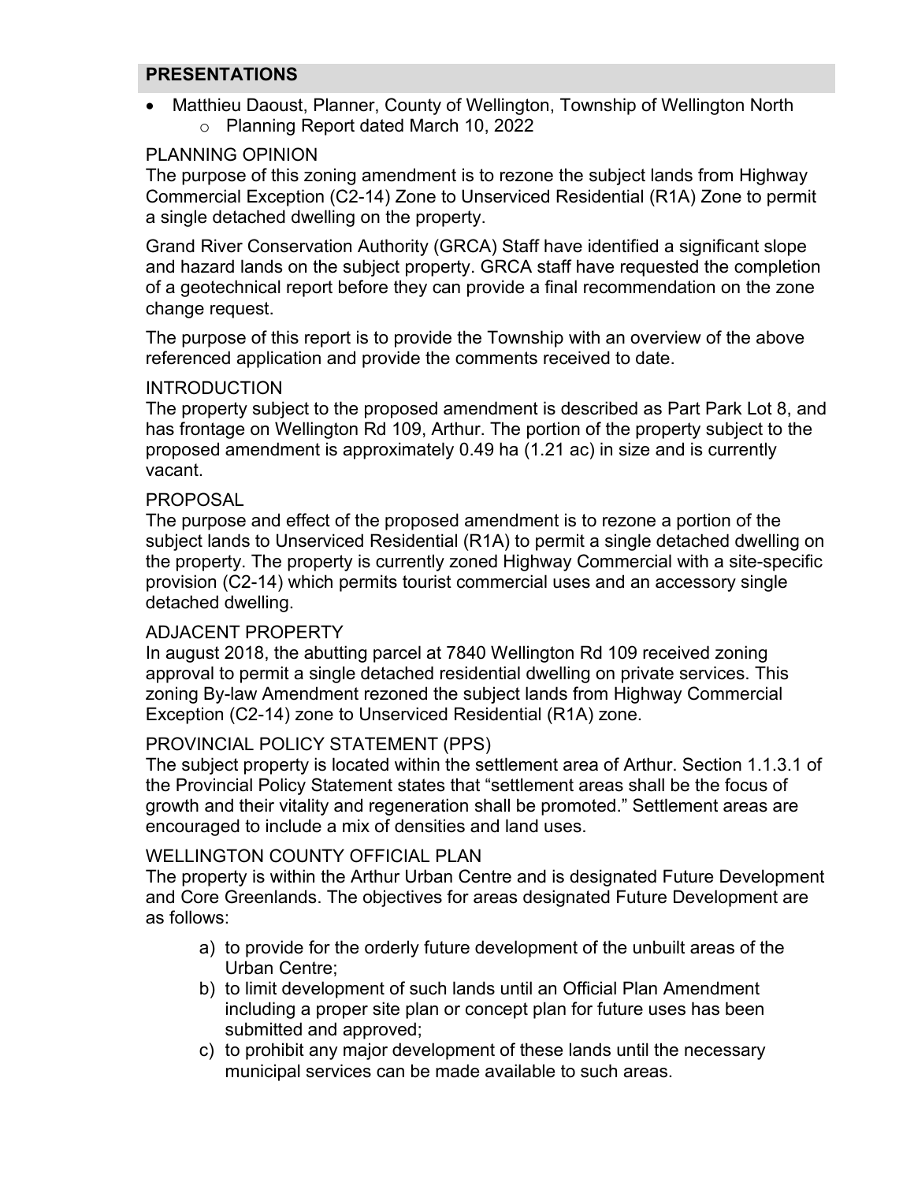## PRESENTATIONS

- Matthieu Daoust, Planner, County of Wellington, Township of Wellington North
    - Planning Report dated March 10, 2022

### PLANNING OPINION

The purpose of this zoning amendment is to rezone the subject lands from Highway Commercial Exception (C2-14) Zone to Unserviced Residential (R1A) Zone to permit a single detached dwelling on the property.

Grand River Conservation Authority (GRCA) Staff have identified a significant slope and hazard lands on the subject property. GRCA staff have requested the completion of a geotechnical report before they can provide a final recommendation on the zone change request.

The purpose of this report is to provide the Township with an overview of the above referenced application and provide the comments received to date.

### INTRODUCTION

The property subject to the proposed amendment is described as Part Park Lot 8, and has frontage on Wellington Rd 109, Arthur. The portion of the property subject to the proposed amendment is approximately 0.49 ha (1.21 ac) in size and is currently vacant.

### PROPOSAL

The purpose and effect of the proposed amendment is to rezone a portion of the subject lands to Unserviced Residential (R1A) to permit a single detached dwelling on the property. The property is currently zoned Highway Commercial with a site-specific provision (C2-14) which permits tourist commercial uses and an accessory single detached dwelling.

### ADJACENT PROPERTY

In august 2018, the abutting parcel at 7840 Wellington Rd 109 received zoning approval to permit a single detached residential dwelling on private services. This zoning By-law Amendment rezoned the subject lands from Highway Commercial Exception (C2-14) zone to Unserviced Residential (R1A) zone.

### PROVINCIAL POLICY STATEMENT (PPS)

The subject property is located within the settlement area of Arthur. Section 1.1.3.1 of the Provincial Policy Statement states that "settlement areas shall be the focus of growth and their vitality and regeneration shall be promoted." Settlement areas are encouraged to include a mix of densities and land uses.

### WELLINGTON COUNTY OFFICIAL PLAN

The property is within the Arthur Urban Centre and is designated Future Development and Core Greenlands. The objectives for areas designated Future Development are as follows:

a) to provide for the orderly future development of the unbuilt areas of the Urban Centre;
b) to limit development of such lands until an Official Plan Amendment including a proper site plan or concept plan for future uses has been submitted and approved;
c) to prohibit any major development of these lands until the necessary municipal services can be made available to such areas.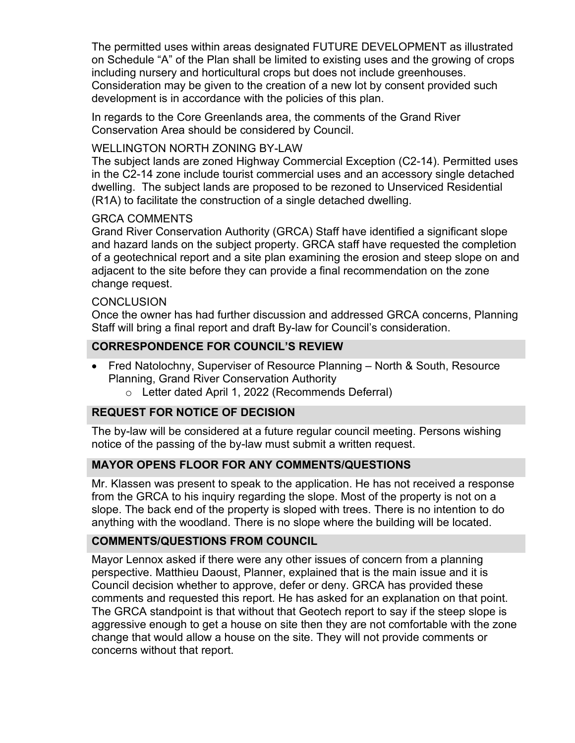The permitted uses within areas designated FUTURE DEVELOPMENT as illustrated on Schedule "A" of the Plan shall be limited to existing uses and the growing of crops including nursery and horticultural crops but does not include greenhouses. Consideration may be given to the creation of a new lot by consent provided such development is in accordance with the policies of this plan.

In regards to the Core Greenlands area, the comments of the Grand River Conservation Area should be considered by Council.

WELLINGTON NORTH ZONING BY-LAW

The subject lands are zoned Highway Commercial Exception (C2-14). Permitted uses in the C2-14 zone include tourist commercial uses and an accessory single detached dwelling. The subject lands are proposed to be rezoned to Unserviced Residential (R1A) to facilitate the construction of a single detached dwelling.

GRCA COMMENTS

Grand River Conservation Authority (GRCA) Staff have identified a significant slope and hazard lands on the subject property. GRCA staff have requested the completion of a geotechnical report and a site plan examining the erosion and steep slope on and adjacent to the site before they can provide a final recommendation on the zone change request.

CONCLUSION

Once the owner has had further discussion and addressed GRCA concerns, Planning Staff will bring a final report and draft By-law for Council's consideration.

## CORRESPONDENCE FOR COUNCIL'S REVIEW

- Fred Natolochny, Superviser of Resource Planning – North & South, Resource Planning, Grand River Conservation Authority
  - Letter dated April 1, 2022 (Recommends Deferral)

## REQUEST FOR NOTICE OF DECISION

The by-law will be considered at a future regular council meeting. Persons wishing notice of the passing of the by-law must submit a written request.

## MAYOR OPENS FLOOR FOR ANY COMMENTS/QUESTIONS

Mr. Klassen was present to speak to the application. He has not received a response from the GRCA to his inquiry regarding the slope. Most of the property is not on a slope. The back end of the property is sloped with trees. There is no intention to do anything with the woodland. There is no slope where the building will be located.

## COMMENTS/QUESTIONS FROM COUNCIL

Mayor Lennox asked if there were any other issues of concern from a planning perspective. Matthieu Daoust, Planner, explained that is the main issue and it is Council decision whether to approve, defer or deny. GRCA has provided these comments and requested this report. He has asked for an explanation on that point. The GRCA standpoint is that without that Geotech report to say if the steep slope is aggressive enough to get a house on site then they are not comfortable with the zone change that would allow a house on the site. They will not provide comments or concerns without that report.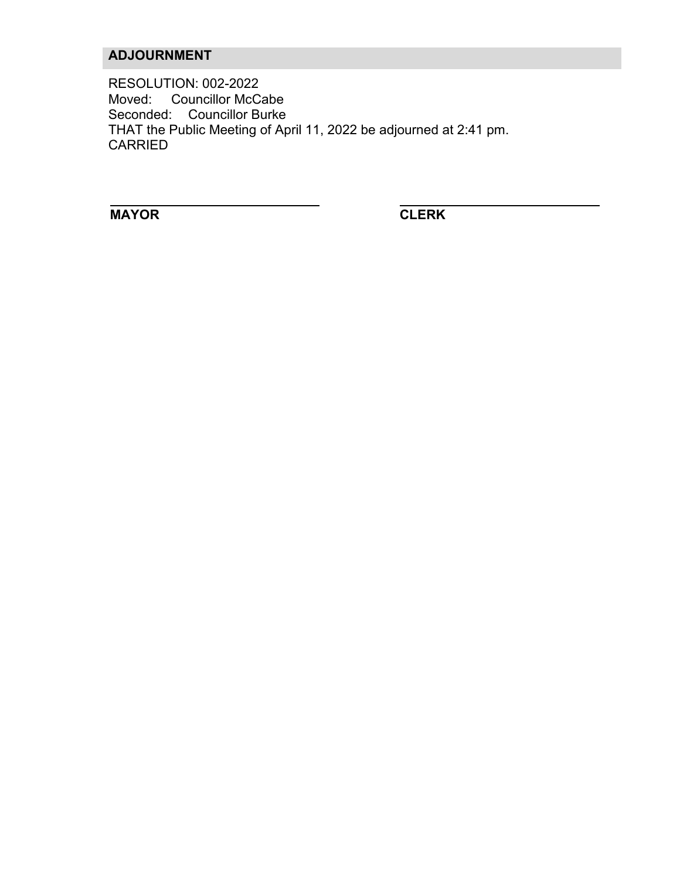## ADJOURNMENT

RESOLUTION: 002-2022
Moved: Councillor McCabe
Seconded: Councillor Burke
THAT the Public Meeting of April 11, 2022 be adjourned at 2:41 pm.
CARRIED

**MAYOR**

**CLERK**